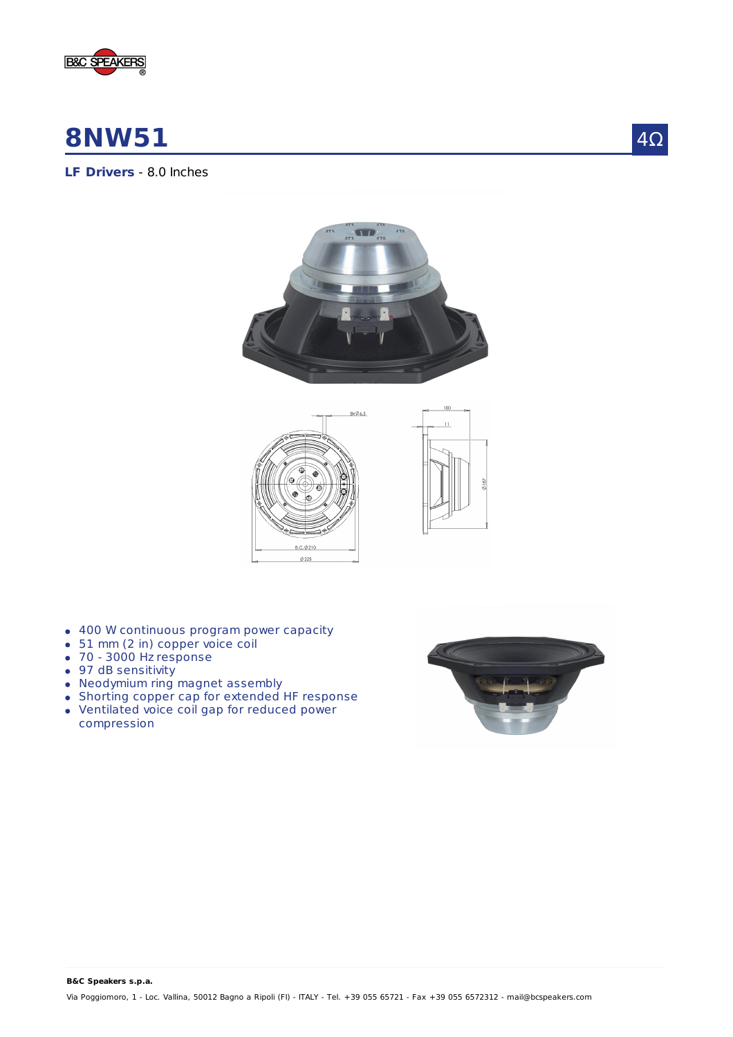# 8NW51

4Ω

**LF Drivers** - 8.0 Inches

- 400 W continuous program power capacity
- 51 mm (2 in) copper voice coil
- 70 - 3000 Hz response
- 97 dB sensitivity
- Neodymium ring magnet assembly
- Shorting copper cap for extended HF response
- Ventilated voice coil gap for reduced power compression

**B&C Speakers s.p.a.**

Via Poggiomoro, 1 - Loc. Vallina, 50012 Bagno a Ripoli (FI) - ITALY - Tel. +39 055 65721 - Fax +39 055 6572312 - mail@bcspeakers.com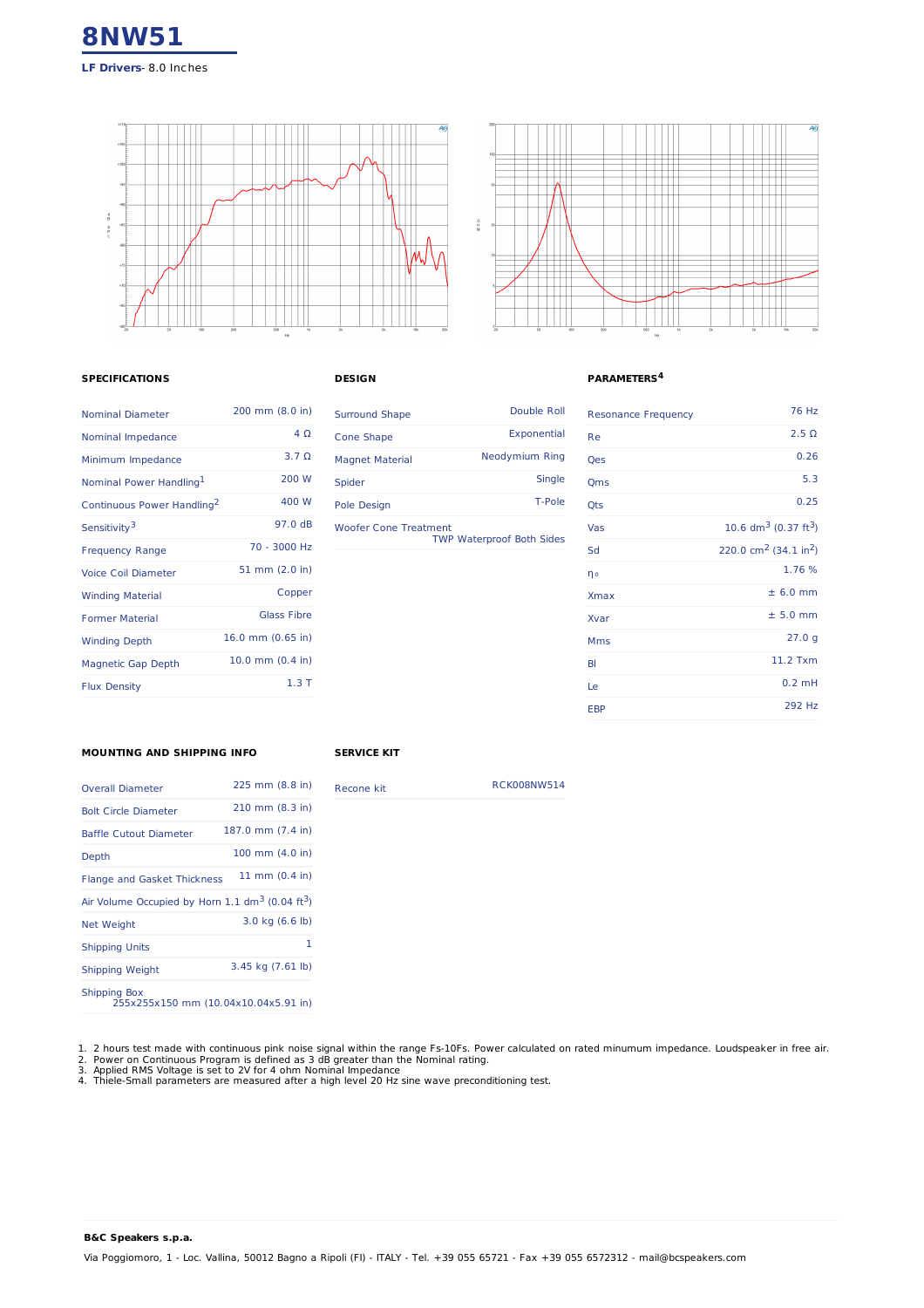# 8NW51

**LF Drivers**- 8.0 Inches

### SPECIFICATIONS

| | |
|---|---|
| Nominal Diameter | 200 mm (8.0 in) |
| Nominal Impedance | 4 Ω |
| Minimum Impedance | 3.7 Ω |
| Nominal Power Handling[1] | 200 W |
| Continuous Power Handling[2] | 400 W |
| Sensitivity[3] | 97.0 dB |
| Frequency Range | 70 - 3000 Hz |
| Voice Coil Diameter | 51 mm (2.0 in) |
| Winding Material | Copper |
| Former Material | Glass Fibre |
| Winding Depth | 16.0 mm (0.65 in) |
| Magnetic Gap Depth | 10.0 mm (0.4 in) |
| Flux Density | 1.3 T |

### DESIGN

| | |
|---|---|
| Surround Shape | Double Roll |
| Cone Shape | Exponential |
| Magnet Material | Neodymium Ring |
| Spider | Single |
| Pole Design | T-Pole |
| Woofer Cone Treatment | TWP Waterproof Both Sides |

### PARAMETERS[4]

| | |
|---|---|
| Resonance Frequency | 76 Hz |
| Re | 2.5 Ω |
| Qes | 0.26 |
| Qms | 5.3 |
| Qts | 0.25 |
| Vas | 10.6 $dm^3$ (0.37 $ft^3$) |
| Sd | 220.0 $cm^2$ (34.1 $in^2$) |
| $\eta_0$ | 1.76 % |
| Xmax | ± 6.0 mm |
| Xvar | ± 5.0 mm |
| Mms | 27.0 g |
| Bl | 11.2 Txm |
| Le | 0.2 mH |
| EBP | 292 Hz |

### MOUNTING AND SHIPPING INFO

| | |
|---|---|
| Overall Diameter | 225 mm (8.8 in) |
| Bolt Circle Diameter | 210 mm (8.3 in) |
| Baffle Cutout Diameter | 187.0 mm (7.4 in) |
| Depth | 100 mm (4.0 in) |
| Flange and Gasket Thickness | 11 mm (0.4 in) |
| Air Volume Occupied by Horn | 1.1 $dm^3$ (0.04 $ft^3$) |
| Net Weight | 3.0 kg (6.6 lb) |
| Shipping Units | 1 |
| Shipping Weight | 3.45 kg (7.61 lb) |
| Shipping Box | 255x255x150 mm (10.04x10.04x5.91 in) |

### SERVICE KIT

| | |
|---|---|
| Recone kit | RCK008NW514 |

1. 2 hours test made with continuous pink noise signal within the range Fs-10Fs. Power calculated on rated minumum impedance. Loudspeaker in free air.
2. Power on Continuous Program is defined as 3 dB greater than the Nominal rating.
3. Applied RMS Voltage is set to 2V for 4 ohm Nominal Impedance
4. Thiele-Small parameters are measured after a high level 20 Hz sine wave preconditioning test.

**B&C Speakers s.p.a.**

Via Poggiomoro, 1 - Loc. Vallina, 50012 Bagno a Ripoli (FI) - ITALY - Tel. +39 055 65721 - Fax +39 055 6572312 - mail@bcspeakers.com